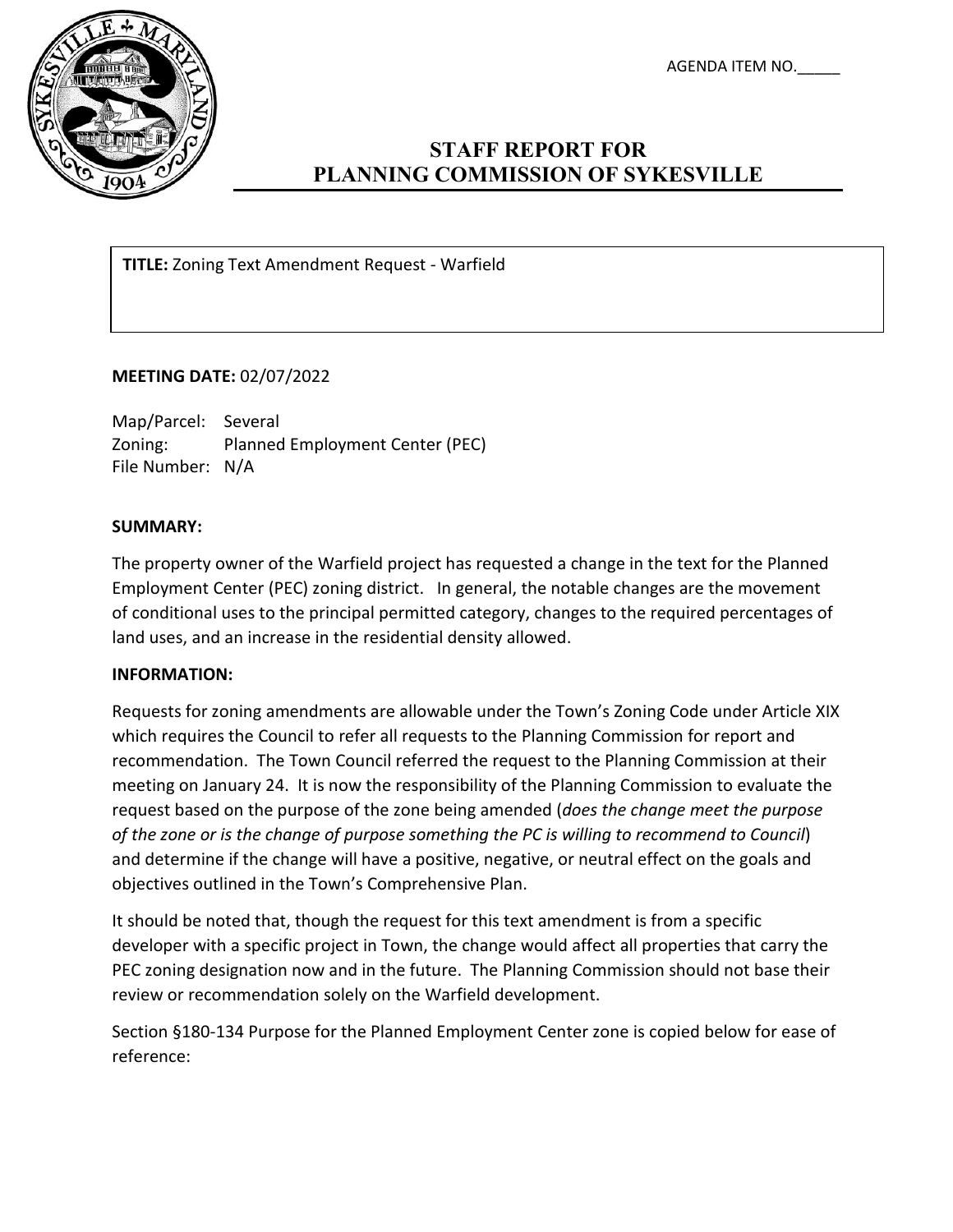AGENDA ITEM NO.\_\_\_\_\_

# STAFF REPORT FOR PLANNING COMMISSION OF SYKESVILLE

**TITLE:** Zoning Text Amendment Request - Warfield

**MEETING DATE:** 02/07/2022

Map/Parcel: Several
Zoning: Planned Employment Center (PEC)
File Number: N/A

**SUMMARY:**

The property owner of the Warfield project has requested a change in the text for the Planned Employment Center (PEC) zoning district. In general, the notable changes are the movement of conditional uses to the principal permitted category, changes to the required percentages of land uses, and an increase in the residential density allowed.

**INFORMATION:**

Requests for zoning amendments are allowable under the Town's Zoning Code under Article XIX which requires the Council to refer all requests to the Planning Commission for report and recommendation. The Town Council referred the request to the Planning Commission at their meeting on January 24. It is now the responsibility of the Planning Commission to evaluate the request based on the purpose of the zone being amended (*does the change meet the purpose of the zone or is the change of purpose something the PC is willing to recommend to Council*) and determine if the change will have a positive, negative, or neutral effect on the goals and objectives outlined in the Town's Comprehensive Plan.

It should be noted that, though the request for this text amendment is from a specific developer with a specific project in Town, the change would affect all properties that carry the PEC zoning designation now and in the future. The Planning Commission should not base their review or recommendation solely on the Warfield development.

Section §180-134 Purpose for the Planned Employment Center zone is copied below for ease of reference: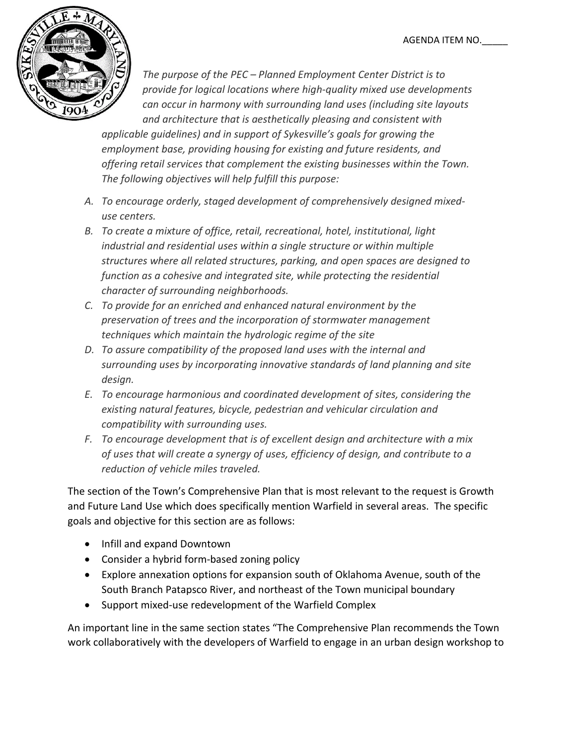*The purpose of the PEC – Planned Employment Center District is to provide for logical locations where high-quality mixed use developments can occur in harmony with surrounding land uses (including site layouts and architecture that is aesthetically pleasing and consistent with applicable guidelines) and in support of Sykesville's goals for growing the employment base, providing housing for existing and future residents, and offering retail services that complement the existing businesses within the Town. The following objectives will help fulfill this purpose:*

- *A. To encourage orderly, staged development of comprehensively designed mixed-use centers.*
- *B. To create a mixture of office, retail, recreational, hotel, institutional, light industrial and residential uses within a single structure or within multiple structures where all related structures, parking, and open spaces are designed to function as a cohesive and integrated site, while protecting the residential character of surrounding neighborhoods.*
- *C. To provide for an enriched and enhanced natural environment by the preservation of trees and the incorporation of stormwater management techniques which maintain the hydrologic regime of the site*
- *D. To assure compatibility of the proposed land uses with the internal and surrounding uses by incorporating innovative standards of land planning and site design.*
- *E. To encourage harmonious and coordinated development of sites, considering the existing natural features, bicycle, pedestrian and vehicular circulation and compatibility with surrounding uses.*
- *F. To encourage development that is of excellent design and architecture with a mix of uses that will create a synergy of uses, efficiency of design, and contribute to a reduction of vehicle miles traveled.*

The section of the Town's Comprehensive Plan that is most relevant to the request is Growth and Future Land Use which does specifically mention Warfield in several areas. The specific goals and objective for this section are as follows:

- Infill and expand Downtown
- Consider a hybrid form-based zoning policy
- Explore annexation options for expansion south of Oklahoma Avenue, south of the South Branch Patapsco River, and northeast of the Town municipal boundary
- Support mixed-use redevelopment of the Warfield Complex

An important line in the same section states "The Comprehensive Plan recommends the Town work collaboratively with the developers of Warfield to engage in an urban design workshop to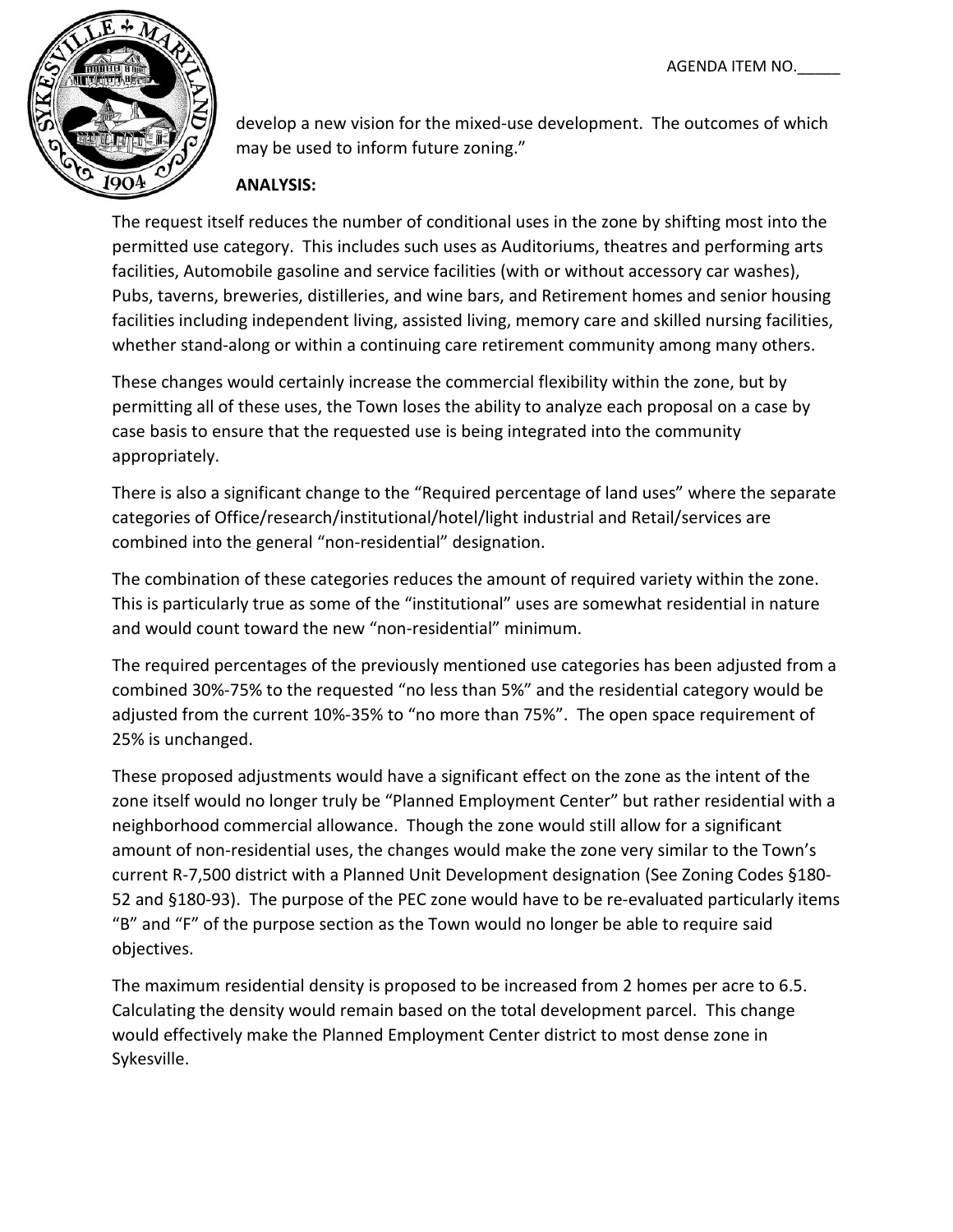develop a new vision for the mixed-use development. The outcomes of which may be used to inform future zoning."

**ANALYSIS:**

The request itself reduces the number of conditional uses in the zone by shifting most into the permitted use category. This includes such uses as Auditoriums, theatres and performing arts facilities, Automobile gasoline and service facilities (with or without accessory car washes), Pubs, taverns, breweries, distilleries, and wine bars, and Retirement homes and senior housing facilities including independent living, assisted living, memory care and skilled nursing facilities, whether stand-along or within a continuing care retirement community among many others.

These changes would certainly increase the commercial flexibility within the zone, but by permitting all of these uses, the Town loses the ability to analyze each proposal on a case by case basis to ensure that the requested use is being integrated into the community appropriately.

There is also a significant change to the "Required percentage of land uses" where the separate categories of Office/research/institutional/hotel/light industrial and Retail/services are combined into the general "non-residential" designation.

The combination of these categories reduces the amount of required variety within the zone. This is particularly true as some of the "institutional" uses are somewhat residential in nature and would count toward the new "non-residential" minimum.

The required percentages of the previously mentioned use categories has been adjusted from a combined 30%-75% to the requested "no less than 5%" and the residential category would be adjusted from the current 10%-35% to "no more than 75%". The open space requirement of 25% is unchanged.

These proposed adjustments would have a significant effect on the zone as the intent of the zone itself would no longer truly be "Planned Employment Center" but rather residential with a neighborhood commercial allowance. Though the zone would still allow for a significant amount of non-residential uses, the changes would make the zone very similar to the Town's current R-7,500 district with a Planned Unit Development designation (See Zoning Codes §180-52 and §180-93). The purpose of the PEC zone would have to be re-evaluated particularly items "B" and "F" of the purpose section as the Town would no longer be able to require said objectives.

The maximum residential density is proposed to be increased from 2 homes per acre to 6.5. Calculating the density would remain based on the total development parcel. This change would effectively make the Planned Employment Center district to most dense zone in Sykesville.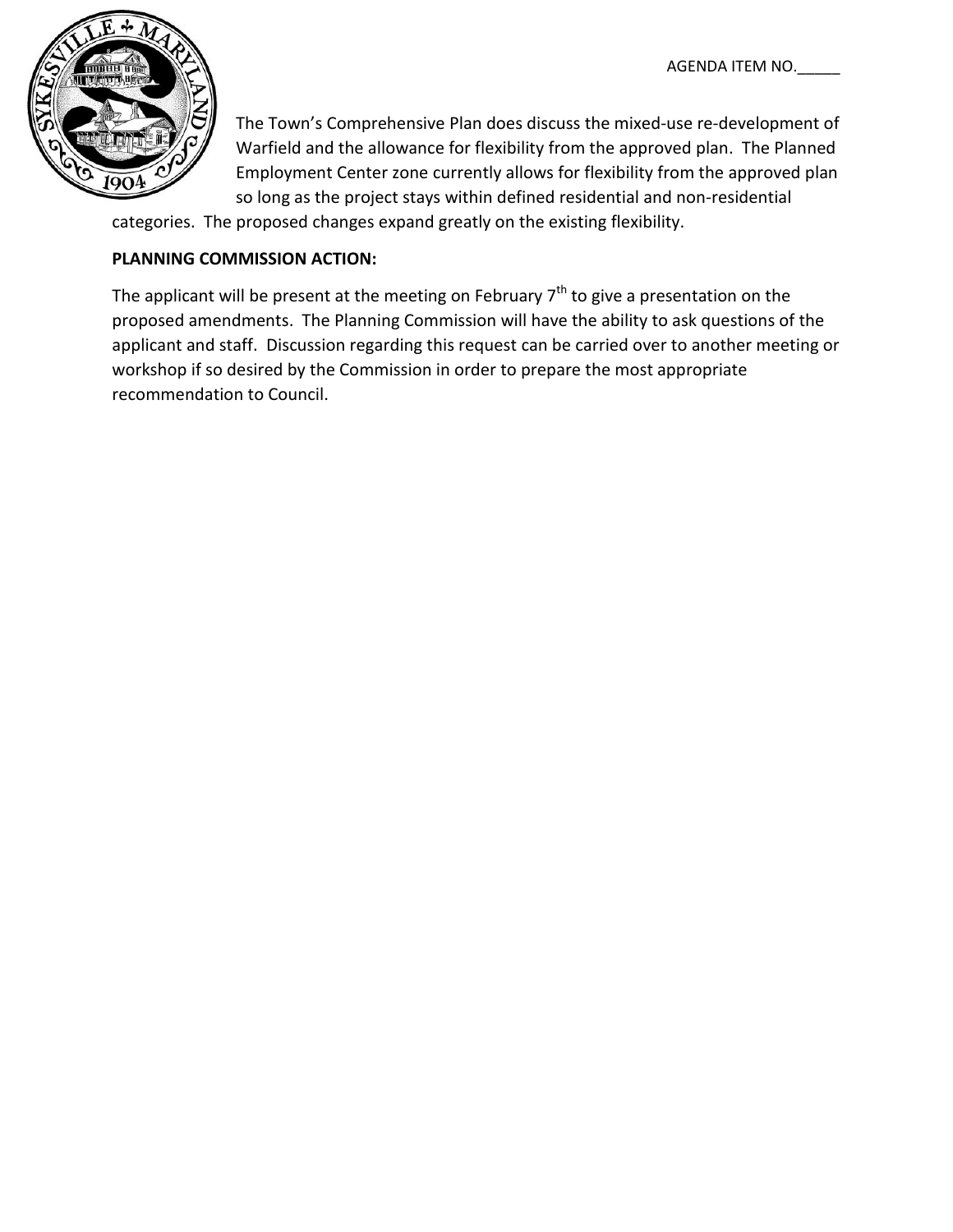AGENDA ITEM NO._____

The Town's Comprehensive Plan does discuss the mixed-use re-development of Warfield and the allowance for flexibility from the approved plan. The Planned Employment Center zone currently allows for flexibility from the approved plan so long as the project stays within defined residential and non-residential categories. The proposed changes expand greatly on the existing flexibility.

**PLANNING COMMISSION ACTION:**

The applicant will be present at the meeting on February 7th to give a presentation on the proposed amendments. The Planning Commission will have the ability to ask questions of the applicant and staff. Discussion regarding this request can be carried over to another meeting or workshop if so desired by the Commission in order to prepare the most appropriate recommendation to Council.